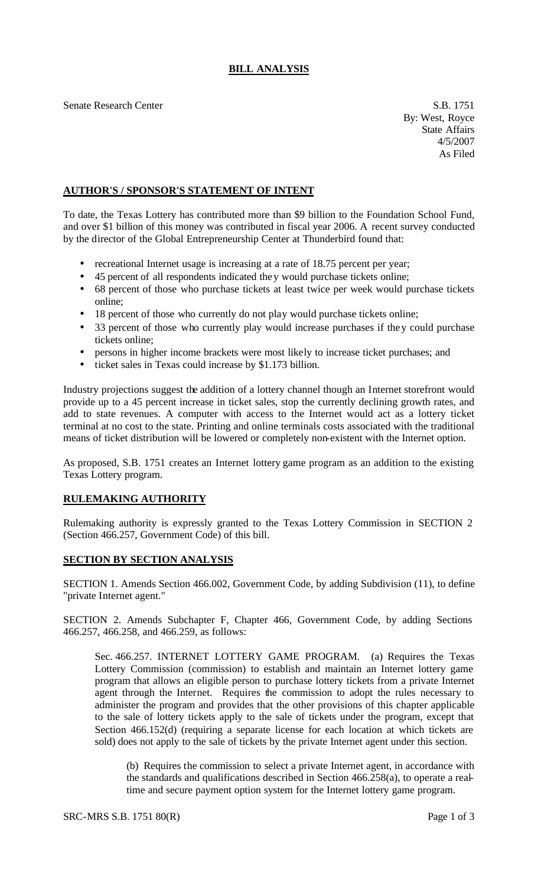# BILL ANALYSIS

Senate Research Center

S.B. 1751
By: West, Royce
State Affairs
4/5/2007
As Filed

## AUTHOR'S / SPONSOR'S STATEMENT OF INTENT

To date, the Texas Lottery has contributed more than $9 billion to the Foundation School Fund, and over $1 billion of this money was contributed in fiscal year 2006. A recent survey conducted by the director of the Global Entrepreneurship Center at Thunderbird found that:

- recreational Internet usage is increasing at a rate of 18.75 percent per year;
- 45 percent of all respondents indicated they would purchase tickets online;
- 68 percent of those who purchase tickets at least twice per week would purchase tickets online;
- 18 percent of those who currently do not play would purchase tickets online;
- 33 percent of those who currently play would increase purchases if they could purchase tickets online;
- persons in higher income brackets were most likely to increase ticket purchases; and
- ticket sales in Texas could increase by $1.173 billion.

Industry projections suggest the addition of a lottery channel though an Internet storefront would provide up to a 45 percent increase in ticket sales, stop the currently declining growth rates, and add to state revenues. A computer with access to the Internet would act as a lottery ticket terminal at no cost to the state. Printing and online terminals costs associated with the traditional means of ticket distribution will be lowered or completely non-existent with the Internet option.

As proposed, S.B. 1751 creates an Internet lottery game program as an addition to the existing Texas Lottery program.

## RULEMAKING AUTHORITY

Rulemaking authority is expressly granted to the Texas Lottery Commission in SECTION 2 (Section 466.257, Government Code) of this bill.

## SECTION BY SECTION ANALYSIS

SECTION 1. Amends Section 466.002, Government Code, by adding Subdivision (11), to define "private Internet agent."

SECTION 2. Amends Subchapter F, Chapter 466, Government Code, by adding Sections 466.257, 466.258, and 466.259, as follows:

Sec. 466.257. INTERNET LOTTERY GAME PROGRAM. (a) Requires the Texas Lottery Commission (commission) to establish and maintain an Internet lottery game program that allows an eligible person to purchase lottery tickets from a private Internet agent through the Internet. Requires the commission to adopt the rules necessary to administer the program and provides that the other provisions of this chapter applicable to the sale of lottery tickets apply to the sale of tickets under the program, except that Section 466.152(d) (requiring a separate license for each location at which tickets are sold) does not apply to the sale of tickets by the private Internet agent under this section.

(b) Requires the commission to select a private Internet agent, in accordance with the standards and qualifications described in Section 466.258(a), to operate a real-time and secure payment option system for the Internet lottery game program.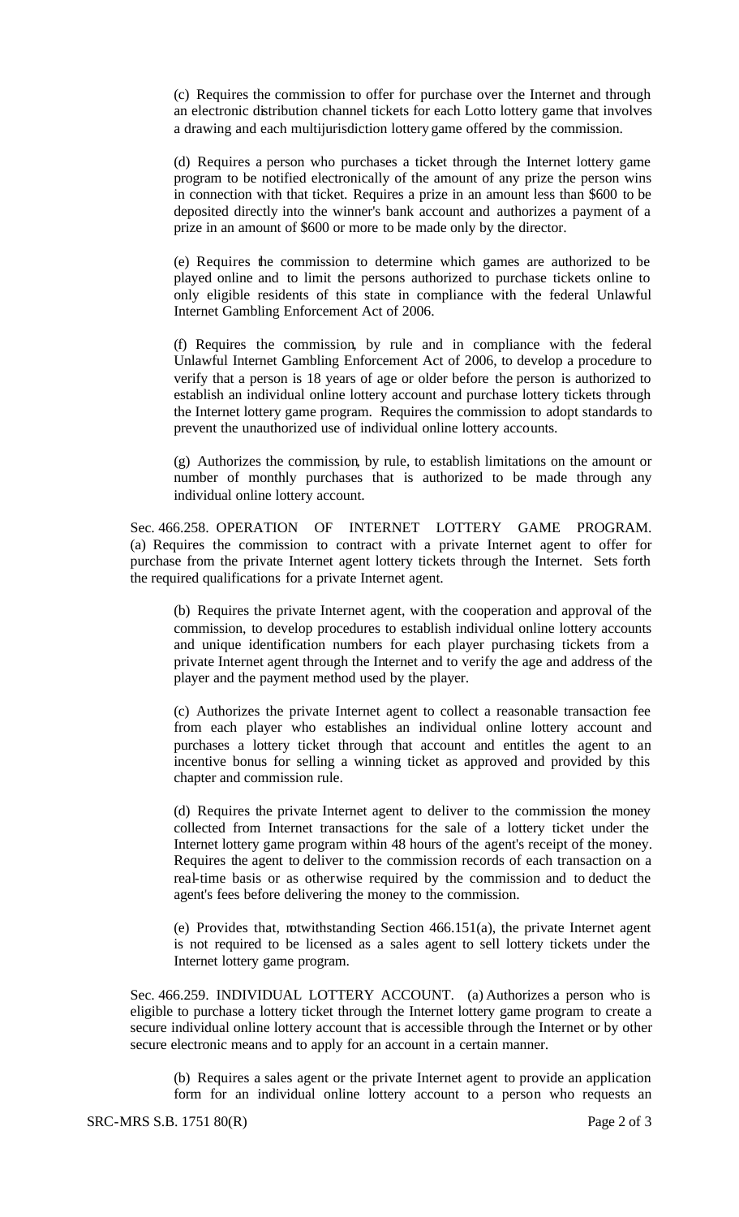(c) Requires the commission to offer for purchase over the Internet and through an electronic distribution channel tickets for each Lotto lottery game that involves a drawing and each multijurisdiction lottery game offered by the commission.

(d) Requires a person who purchases a ticket through the Internet lottery game program to be notified electronically of the amount of any prize the person wins in connection with that ticket. Requires a prize in an amount less than $600 to be deposited directly into the winner's bank account and authorizes a payment of a prize in an amount of $600 or more to be made only by the director.

(e) Requires the commission to determine which games are authorized to be played online and to limit the persons authorized to purchase tickets online to only eligible residents of this state in compliance with the federal Unlawful Internet Gambling Enforcement Act of 2006.

(f) Requires the commission, by rule and in compliance with the federal Unlawful Internet Gambling Enforcement Act of 2006, to develop a procedure to verify that a person is 18 years of age or older before the person is authorized to establish an individual online lottery account and purchase lottery tickets through the Internet lottery game program. Requires the commission to adopt standards to prevent the unauthorized use of individual online lottery accounts.

(g) Authorizes the commission, by rule, to establish limitations on the amount or number of monthly purchases that is authorized to be made through any individual online lottery account.

Sec. 466.258. OPERATION OF INTERNET LOTTERY GAME PROGRAM. (a) Requires the commission to contract with a private Internet agent to offer for purchase from the private Internet agent lottery tickets through the Internet. Sets forth the required qualifications for a private Internet agent.

(b) Requires the private Internet agent, with the cooperation and approval of the commission, to develop procedures to establish individual online lottery accounts and unique identification numbers for each player purchasing tickets from a private Internet agent through the Internet and to verify the age and address of the player and the payment method used by the player.

(c) Authorizes the private Internet agent to collect a reasonable transaction fee from each player who establishes an individual online lottery account and purchases a lottery ticket through that account and entitles the agent to an incentive bonus for selling a winning ticket as approved and provided by this chapter and commission rule.

(d) Requires the private Internet agent to deliver to the commission the money collected from Internet transactions for the sale of a lottery ticket under the Internet lottery game program within 48 hours of the agent's receipt of the money. Requires the agent to deliver to the commission records of each transaction on a real-time basis or as otherwise required by the commission and to deduct the agent's fees before delivering the money to the commission.

(e) Provides that, notwithstanding Section 466.151(a), the private Internet agent is not required to be licensed as a sales agent to sell lottery tickets under the Internet lottery game program.

Sec. 466.259. INDIVIDUAL LOTTERY ACCOUNT. (a) Authorizes a person who is eligible to purchase a lottery ticket through the Internet lottery game program to create a secure individual online lottery account that is accessible through the Internet or by other secure electronic means and to apply for an account in a certain manner.

(b) Requires a sales agent or the private Internet agent to provide an application form for an individual online lottery account to a person who requests an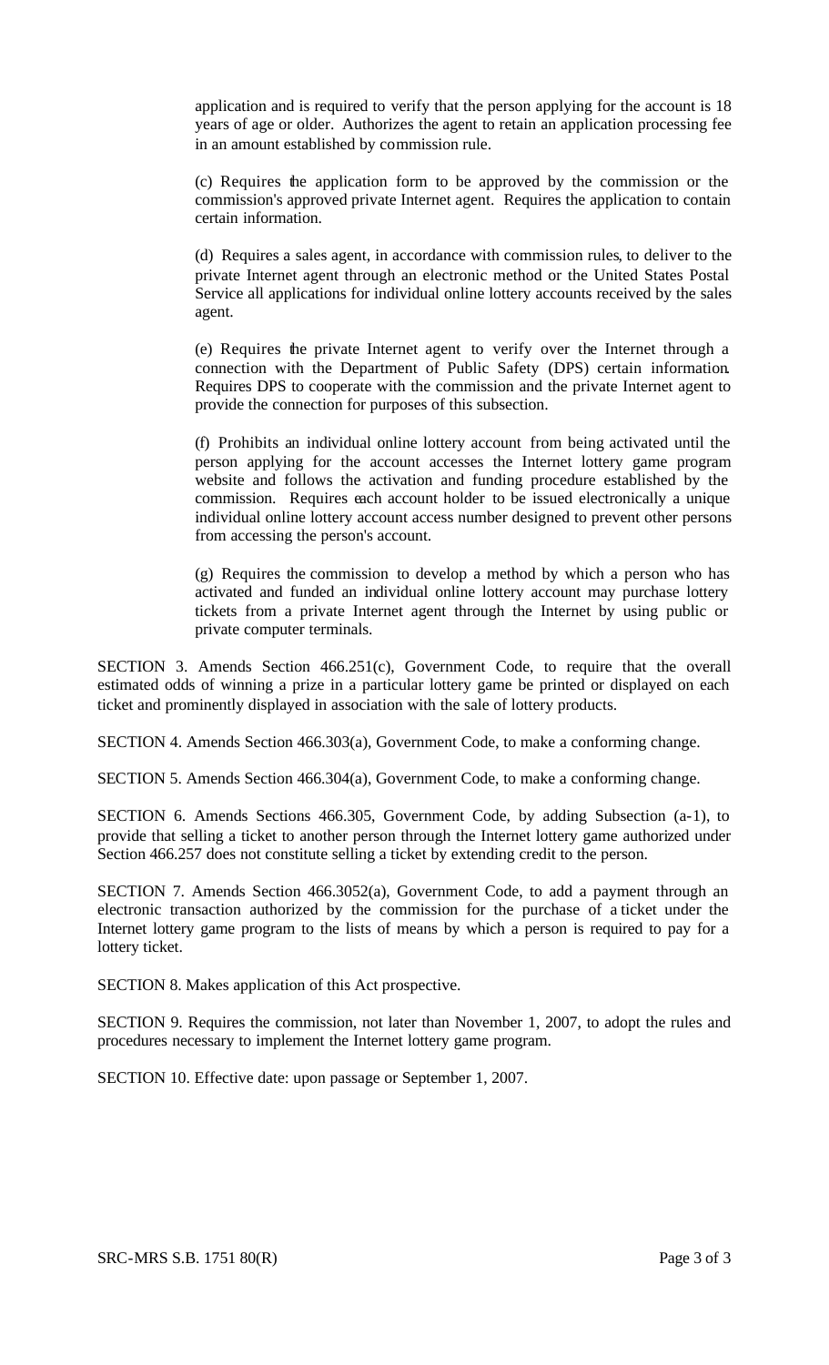application and is required to verify that the person applying for the account is 18 years of age or older. Authorizes the agent to retain an application processing fee in an amount established by commission rule.

(c) Requires the application form to be approved by the commission or the commission's approved private Internet agent. Requires the application to contain certain information.

(d) Requires a sales agent, in accordance with commission rules, to deliver to the private Internet agent through an electronic method or the United States Postal Service all applications for individual online lottery accounts received by the sales agent.

(e) Requires the private Internet agent to verify over the Internet through a connection with the Department of Public Safety (DPS) certain information. Requires DPS to cooperate with the commission and the private Internet agent to provide the connection for purposes of this subsection.

(f) Prohibits an individual online lottery account from being activated until the person applying for the account accesses the Internet lottery game program website and follows the activation and funding procedure established by the commission. Requires each account holder to be issued electronically a unique individual online lottery account access number designed to prevent other persons from accessing the person's account.

(g) Requires the commission to develop a method by which a person who has activated and funded an individual online lottery account may purchase lottery tickets from a private Internet agent through the Internet by using public or private computer terminals.

SECTION 3. Amends Section 466.251(c), Government Code, to require that the overall estimated odds of winning a prize in a particular lottery game be printed or displayed on each ticket and prominently displayed in association with the sale of lottery products.

SECTION 4. Amends Section 466.303(a), Government Code, to make a conforming change.

SECTION 5. Amends Section 466.304(a), Government Code, to make a conforming change.

SECTION 6. Amends Sections 466.305, Government Code, by adding Subsection (a-1), to provide that selling a ticket to another person through the Internet lottery game authorized under Section 466.257 does not constitute selling a ticket by extending credit to the person.

SECTION 7. Amends Section 466.3052(a), Government Code, to add a payment through an electronic transaction authorized by the commission for the purchase of a ticket under the Internet lottery game program to the lists of means by which a person is required to pay for a lottery ticket.

SECTION 8. Makes application of this Act prospective.

SECTION 9. Requires the commission, not later than November 1, 2007, to adopt the rules and procedures necessary to implement the Internet lottery game program.

SECTION 10. Effective date: upon passage or September 1, 2007.